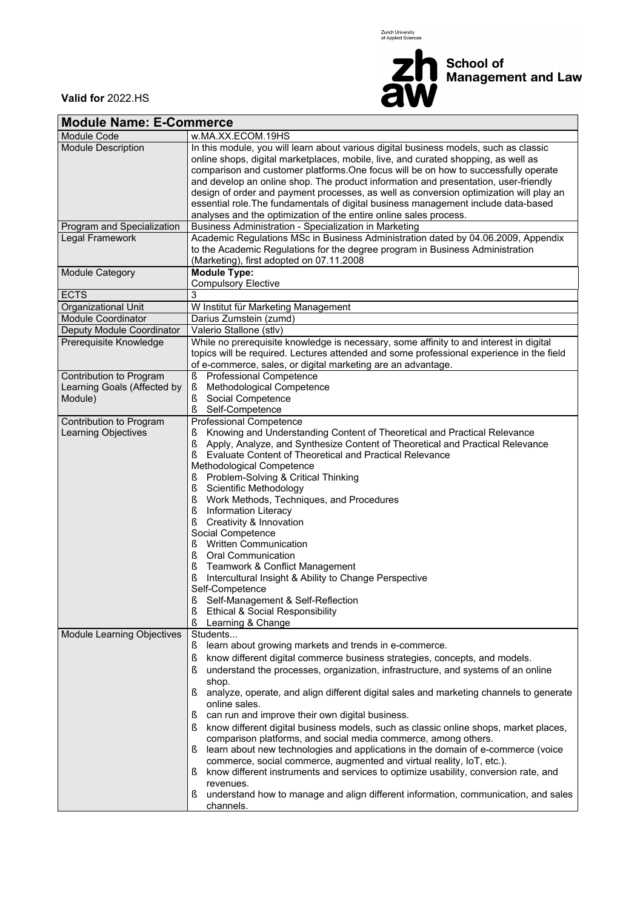**Valid for** 2022.HS

Zurich University of Applied Sciences

**School of Management and Law**

| **Module Name: E-Commerce** | |
|---|---|
| Module Code | w.MA.XX.ECOM.19HS |
| Module Description | In this module, you will learn about various digital business models, such as classic online shops, digital marketplaces, mobile, live, and curated shopping, as well as comparison and customer platforms.One focus will be on how to successfully operate and develop an online shop. The product information and presentation, user-friendly design of order and payment processes, as well as conversion optimization will play an essential role.The fundamentals of digital business management include data-based analyses and the optimization of the entire online sales process. |
| Program and Specialization | Business Administration - Specialization in Marketing |
| Legal Framework | Academic Regulations MSc in Business Administration dated by 04.06.2009, Appendix to the Academic Regulations for the degree program in Business Administration (Marketing), first adopted on 07.11.2008 |
| Module Category | **Module Type:**<br>Compulsory Elective |
| ECTS | 3 |
| Organizational Unit | W Institut für Marketing Management |
| Module Coordinator | Darius Zumstein (zumd) |
| Deputy Module Coordinator | Valerio Stallone (stlv) |
| Prerequisite Knowledge | While no prerequisite knowledge is necessary, some affinity to and interest in digital topics will be required. Lectures attended and some professional experience in the field of e-commerce, sales, or digital marketing are an advantage. |
| Contribution to Program Learning Goals (Affected by Module) | ß Professional Competence<br>ß Methodological Competence<br>ß Social Competence<br>ß Self-Competence |
| Contribution to Program Learning Objectives | Professional Competence<br>ß Knowing and Understanding Content of Theoretical and Practical Relevance<br>ß Apply, Analyze, and Synthesize Content of Theoretical and Practical Relevance<br>ß Evaluate Content of Theoretical and Practical Relevance<br>Methodological Competence<br>ß Problem-Solving & Critical Thinking<br>ß Scientific Methodology<br>ß Work Methods, Techniques, and Procedures<br>ß Information Literacy<br>ß Creativity & Innovation<br>Social Competence<br>ß Written Communication<br>ß Oral Communication<br>ß Teamwork & Conflict Management<br>ß Intercultural Insight & Ability to Change Perspective<br>Self-Competence<br>ß Self-Management & Self-Reflection<br>ß Ethical & Social Responsibility<br>ß Learning & Change |
| Module Learning Objectives | Students...<br>ß learn about growing markets and trends in e-commerce.<br>ß know different digital commerce business strategies, concepts, and models.<br>ß understand the processes, organization, infrastructure, and systems of an online shop.<br>ß analyze, operate, and align different digital sales and marketing channels to generate online sales.<br>ß can run and improve their own digital business.<br>ß know different digital business models, such as classic online shops, market places, comparison platforms, and social media commerce, among others.<br>ß learn about new technologies and applications in the domain of e-commerce (voice commerce, social commerce, augmented and virtual reality, IoT, etc.).<br>ß know different instruments and services to optimize usability, conversion rate, and revenues.<br>ß understand how to manage and align different information, communication, and sales channels. |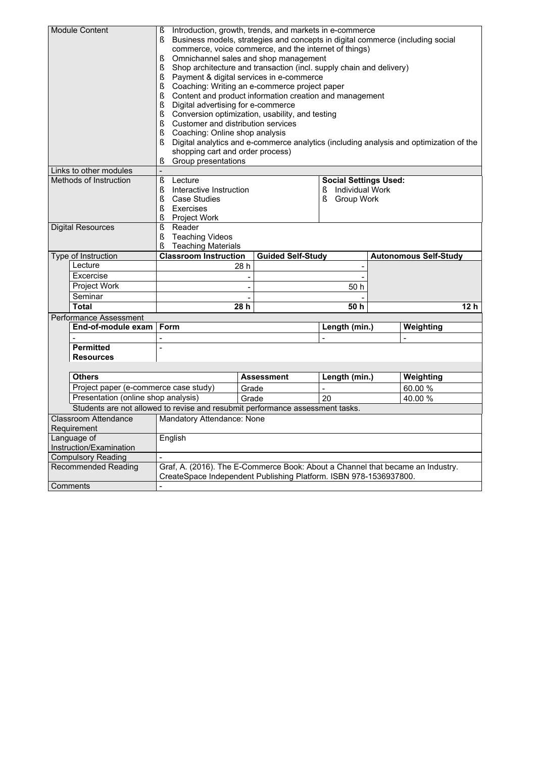| | |
|---|---|
| Module Content | ß Introduction, growth, trends, and markets in e-commerce<br>ß Business models, strategies and concepts in digital commerce (including social commerce, voice commerce, and the internet of things)<br>ß Omnichannel sales and shop management<br>ß Shop architecture and transaction (incl. supply chain and delivery)<br>ß Payment & digital services in e-commerce<br>ß Coaching: Writing an e-commerce project paper<br>ß Content and product information creation and management<br>ß Digital advertising for e-commerce<br>ß Conversion optimization, usability, and testing<br>ß Customer and distribution services<br>ß Coaching: Online shop analysis<br>ß Digital analytics and e-commerce analytics (including analysis and optimization of the shopping cart and order process)<br>ß Group presentations |
| Links to other modules | - |
| Methods of Instruction | ß Lecture<br>ß Interactive Instruction<br>ß Case Studies<br>ß Exercises<br>ß Project Work<br><br>**Social Settings Used:**<br>ß Individual Work<br>ß Group Work |
| Digital Resources | ß Reader<br>ß Teaching Videos<br>ß Teaching Materials |

| Type of Instruction | Classroom Instruction | Guided Self-Study | Autonomous Self-Study |
|---|---|---|---|
| Lecture | 28 h | - | |
| Excercise | - | - | |
| Project Work | - | 50 h | |
| Seminar | - | - | |
| **Total** | **28 h** | **50 h** | **12 h** |

**Performance Assessment**

| End-of-module exam | Form | Length (min.) | Weighting |
|---|---|---|---|
| - | - | - | - |
| **Permitted Resources** | - | | |

| Others | Assessment | Length (min.) | Weighting |
|---|---|---|---|
| Project paper (e-commerce case study) | Grade | - | 60.00 % |
| Presentation (online shop analysis) | Grade | 20 | 40.00 % |

Students are not allowed to revise and resubmit performance assessment tasks.

| | |
|---|---|
| Classroom Attendance Requirement | Mandatory Attendance: None |
| Language of Instruction/Examination | English |
| Compulsory Reading | - |
| Recommended Reading | Graf, A. (2016). The E-Commerce Book: About a Channel that became an Industry. CreateSpace Independent Publishing Platform. ISBN 978-1536937800. |
| Comments | - |